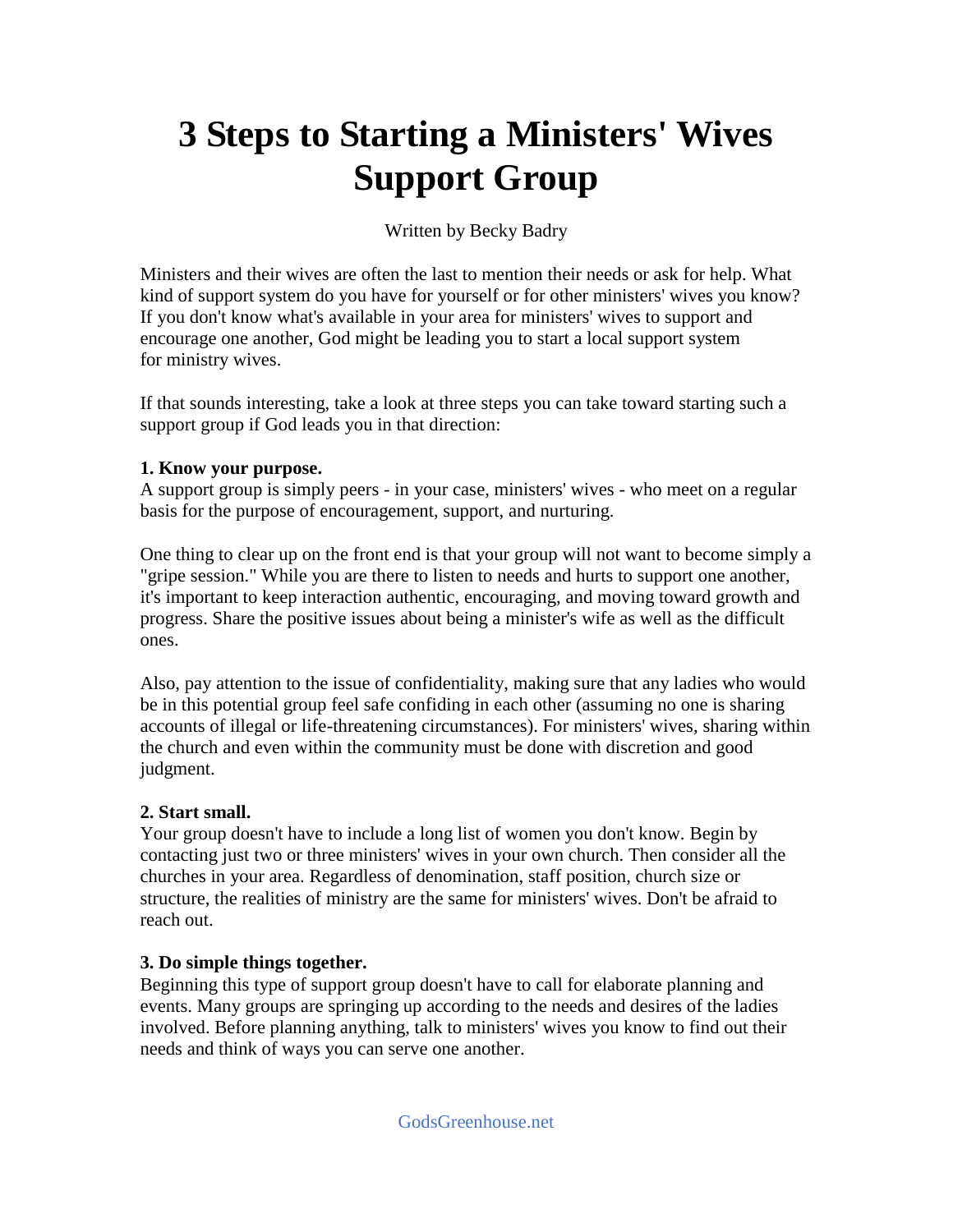# 3 Steps to Starting a Ministers' Wives Support Group

Written by Becky Badry

Ministers and their wives are often the last to mention their needs or ask for help. What kind of support system do you have for yourself or for other ministers' wives you know? If you don't know what's available in your area for ministers' wives to support and encourage one another, God might be leading you to start a local support system for ministry wives.

If that sounds interesting, take a look at three steps you can take toward starting such a support group if God leads you in that direction:

**1. Know your purpose.**
A support group is simply peers - in your case, ministers' wives - who meet on a regular basis for the purpose of encouragement, support, and nurturing.

One thing to clear up on the front end is that your group will not want to become simply a "gripe session." While you are there to listen to needs and hurts to support one another, it's important to keep interaction authentic, encouraging, and moving toward growth and progress. Share the positive issues about being a minister's wife as well as the difficult ones.

Also, pay attention to the issue of confidentiality, making sure that any ladies who would be in this potential group feel safe confiding in each other (assuming no one is sharing accounts of illegal or life-threatening circumstances). For ministers' wives, sharing within the church and even within the community must be done with discretion and good judgment.

**2. Start small.**
Your group doesn't have to include a long list of women you don't know. Begin by contacting just two or three ministers' wives in your own church. Then consider all the churches in your area. Regardless of denomination, staff position, church size or structure, the realities of ministry are the same for ministers' wives. Don't be afraid to reach out.

**3. Do simple things together.**
Beginning this type of support group doesn't have to call for elaborate planning and events. Many groups are springing up according to the needs and desires of the ladies involved. Before planning anything, talk to ministers' wives you know to find out their needs and think of ways you can serve one another.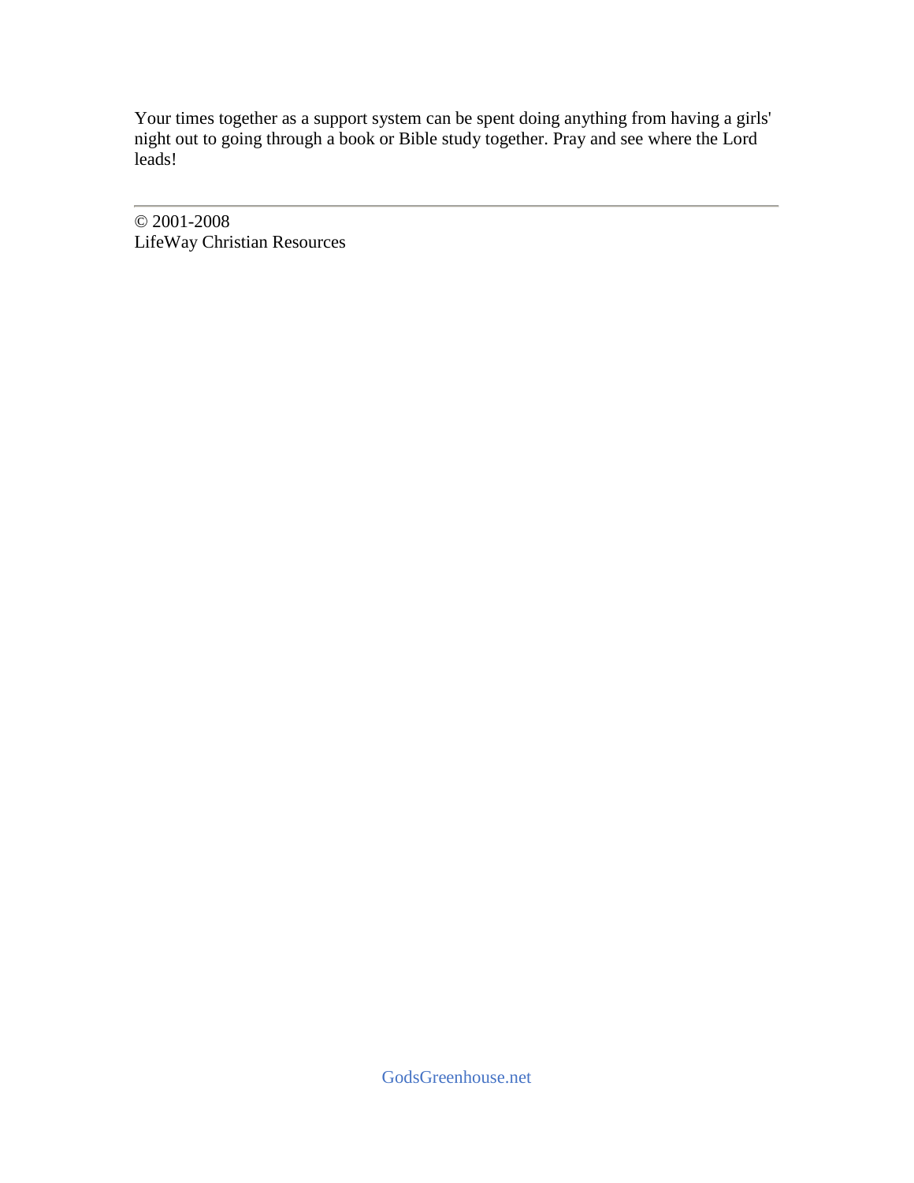Your times together as a support system can be spent doing anything from having a girls' night out to going through a book or Bible study together. Pray and see where the Lord leads!

---

© 2001-2008
LifeWay Christian Resources